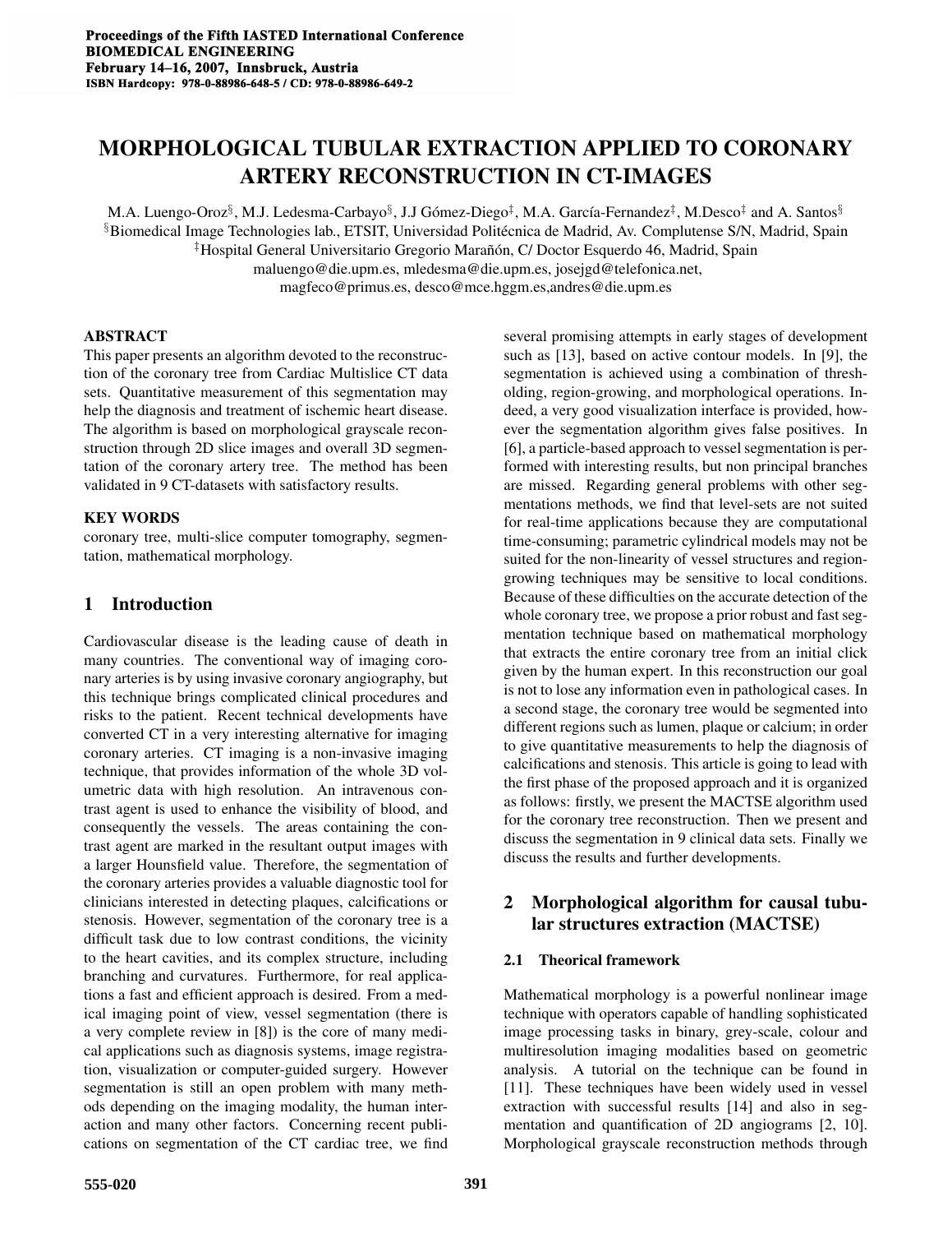# MORPHOLOGICAL TUBULAR EXTRACTION APPLIED TO CORONARY ARTERY RECONSTRUCTION IN CT-IMAGES

M.A. Luengo-Oroz[§], M.J. Ledesma-Carbayo[§], J.J Gómez-Diego[‡], M.A. García-Fernandez[‡], M.Desco[‡] and A. Santos[§]

[§]Biomedical Image Technologies lab., ETSIT, Universidad Politécnica de Madrid, Av. Complutense S/N, Madrid, Spain

[‡]Hospital General Universitario Gregorio Marañón, C/ Doctor Esquerdo 46, Madrid, Spain

maluengo@die.upm.es, mledesma@die.upm.es, josejgd@telefonica.net, magfeco@primus.es, desco@mce.hggm.es,andres@die.upm.es

## ABSTRACT

This paper presents an algorithm devoted to the reconstruction of the coronary tree from Cardiac Multislice CT data sets. Quantitative measurement of this segmentation may help the diagnosis and treatment of ischemic heart disease. The algorithm is based on morphological grayscale reconstruction through 2D slice images and overall 3D segmentation of the coronary artery tree. The method has been validated in 9 CT-datasets with satisfactory results.

## KEY WORDS

coronary tree, multi-slice computer tomography, segmentation, mathematical morphology.

## 1 Introduction

Cardiovascular disease is the leading cause of death in many countries. The conventional way of imaging coronary arteries is by using invasive coronary angiography, but this technique brings complicated clinical procedures and risks to the patient. Recent technical developments have converted CT in a very interesting alternative for imaging coronary arteries. CT imaging is a non-invasive imaging technique, that provides information of the whole 3D volumetric data with high resolution. An intravenous contrast agent is used to enhance the visibility of blood, and consequently the vessels. The areas containing the contrast agent are marked in the resultant output images with a larger Hounsfield value. Therefore, the segmentation of the coronary arteries provides a valuable diagnostic tool for clinicians interested in detecting plaques, calcifications or stenosis. However, segmentation of the coronary tree is a difficult task due to low contrast conditions, the vicinity to the heart cavities, and its complex structure, including branching and curvatures. Furthermore, for real applications a fast and efficient approach is desired. From a medical imaging point of view, vessel segmentation (there is a very complete review in [8]) is the core of many medical applications such as diagnosis systems, image registration, visualization or computer-guided surgery. However segmentation is still an open problem with many methods depending on the imaging modality, the human interaction and many other factors. Concerning recent publications on segmentation of the CT cardiac tree, we find several promising attempts in early stages of development such as [13], based on active contour models. In [9], the segmentation is achieved using a combination of thresholding, region-growing, and morphological operations. Indeed, a very good visualization interface is provided, however the segmentation algorithm gives false positives. In [6], a particle-based approach to vessel segmentation is performed with interesting results, but non principal branches are missed. Regarding general problems with other segmentations methods, we find that level-sets are not suited for real-time applications because they are computational time-consuming; parametric cylindrical models may not be suited for the non-linearity of vessel structures and region-growing techniques may be sensitive to local conditions. Because of these difficulties on the accurate detection of the whole coronary tree, we propose a prior robust and fast segmentation technique based on mathematical morphology that extracts the entire coronary tree from an initial click given by the human expert. In this reconstruction our goal is not to lose any information even in pathological cases. In a second stage, the coronary tree would be segmented into different regions such as lumen, plaque or calcium; in order to give quantitative measurements to help the diagnosis of calcifications and stenosis. This article is going to lead with the first phase of the proposed approach and it is organized as follows: firstly, we present the MACTSE algorithm used for the coronary tree reconstruction. Then we present and discuss the segmentation in 9 clinical data sets. Finally we discuss the results and further developments.

## 2 Morphological algorithm for causal tubular structures extraction (MACTSE)

### 2.1 Theorical framework

Mathematical morphology is a powerful nonlinear image technique with operators capable of handling sophisticated image processing tasks in binary, grey-scale, colour and multiresolution imaging modalities based on geometric analysis. A tutorial on the technique can be found in [11]. These techniques have been widely used in vessel extraction with successful results [14] and also in segmentation and quantification of 2D angiograms [2, 10]. Morphological grayscale reconstruction methods through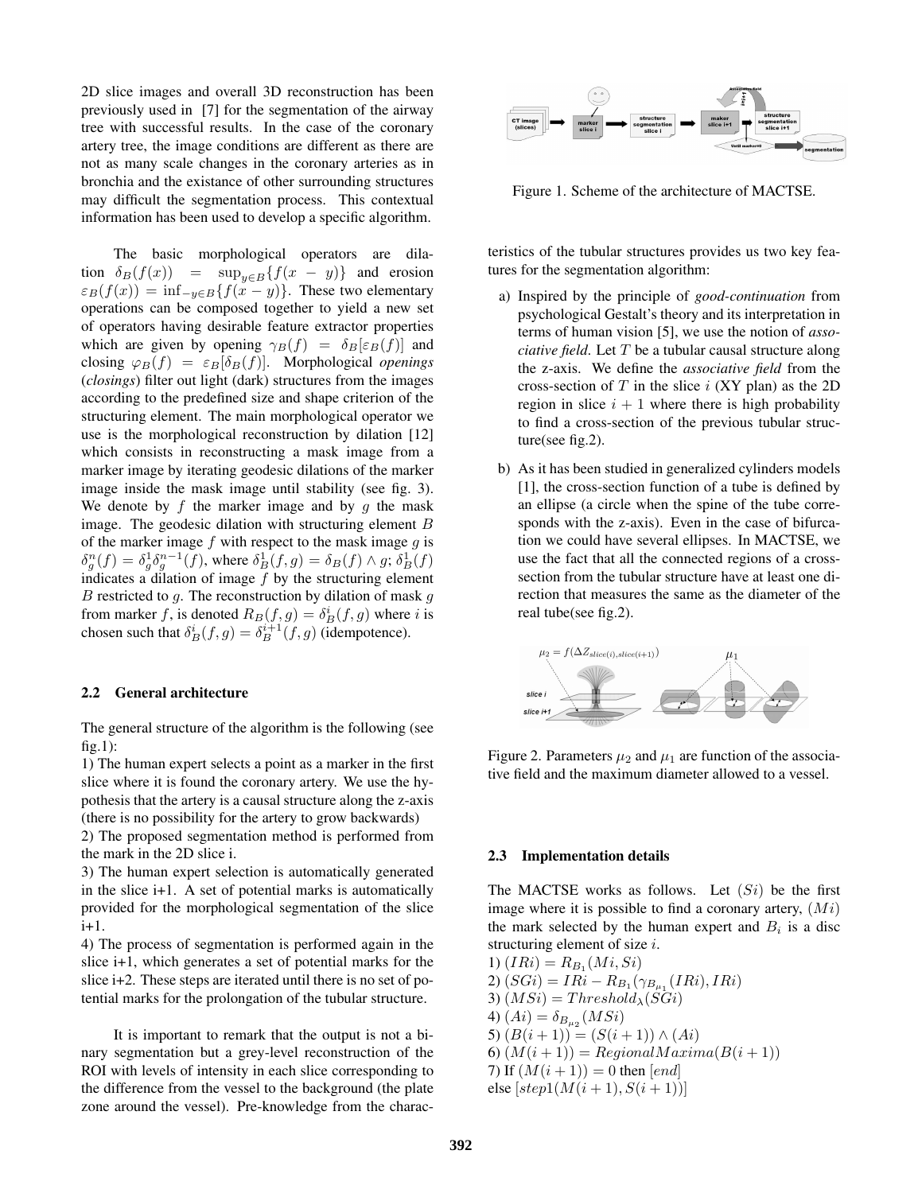2D slice images and overall 3D reconstruction has been previously used in [7] for the segmentation of the airway tree with successful results. In the case of the coronary artery tree, the image conditions are different as there are not as many scale changes in the coronary arteries as in bronchia and the existance of other surrounding structures may difficult the segmentation process. This contextual information has been used to develop a specific algorithm.

The basic morphological operators are dilation $\delta_B(f(x)) = \sup_{y \in B}\{f(x-y)\}$ and erosion $\varepsilon_B(f(x)) = \inf_{-y \in B}\{f(x-y)\}$. These two elementary operations can be composed together to yield a new set of operators having desirable feature extractor properties which are given by opening $\gamma_B(f) = \delta_B[\varepsilon_B(f)]$ and closing $\varphi_B(f) = \varepsilon_B[\delta_B(f)]$. Morphological *openings* (*closings*) filter out light (dark) structures from the images according to the predefined size and shape criterion of the structuring element. The main morphological operator we use is the morphological reconstruction by dilation [12] which consists in reconstructing a mask image from a marker image by iterating geodesic dilations of the marker image inside the mask image until stability (see fig. 3). We denote by $f$ the marker image and by $g$ the mask image. The geodesic dilation with structuring element $B$ of the marker image $f$ with respect to the mask image $g$ is $\delta_g^n(f) = \delta_g^1\delta_g^{n-1}(f)$, where $\delta_B^1(f,g) = \delta_B(f) \wedge g$; $\delta_B^1(f)$ indicates a dilation of image $f$ by the structuring element $B$ restricted to $g$. The reconstruction by dilation of mask $g$ from marker $f$, is denoted $R_B(f,g) = \delta_B^i(f,g)$ where $i$ is chosen such that $\delta_B^i(f,g) = \delta_B^{i+1}(f,g)$ (idempotence).

### 2.2 General architecture

The general structure of the algorithm is the following (see fig.1):

1) The human expert selects a point as a marker in the first slice where it is found the coronary artery. We use the hypothesis that the artery is a causal structure along the z-axis (there is no possibility for the artery to grow backwards)

2) The proposed segmentation method is performed from the mark in the 2D slice i.

3) The human expert selection is automatically generated in the slice i+1. A set of potential marks is automatically provided for the morphological segmentation of the slice i+1.

4) The process of segmentation is performed again in the slice i+1, which generates a set of potential marks for the slice i+2. These steps are iterated until there is no set of potential marks for the prolongation of the tubular structure.

It is important to remark that the output is not a binary segmentation but a grey-level reconstruction of the ROI with levels of intensity in each slice corresponding to the difference from the vessel to the background (the plate zone around the vessel). Pre-knowledge from the characteristics of the tubular structures provides us two key features for the segmentation algorithm:

Figure 1. Scheme of the architecture of MACTSE.

a) Inspired by the principle of *good-continuation* from psychological Gestalt's theory and its interpretation in terms of human vision [5], we use the notion of *associative field*. Let $T$ be a tubular causal structure along the z-axis. We define the *associative field* from the cross-section of $T$ in the slice $i$ (XY plan) as the 2D region in slice $i+1$ where there is high probability to find a cross-section of the previous tubular structure(see fig.2).

b) As it has been studied in generalized cylinders models [1], the cross-section function of a tube is defined by an ellipse (a circle when the spine of the tube corresponds with the z-axis). Even in the case of bifurcation we could have several ellipses. In MACTSE, we use the fact that all the connected regions of a cross-section from the tubular structure have at least one direction that measures the same as the diameter of the real tube(see fig.2).

Figure 2. Parameters $\mu_2$ and $\mu_1$ are function of the associative field and the maximum diameter allowed to a vessel.

### 2.3 Implementation details

The MACTSE works as follows. Let $(Si)$ be the first image where it is possible to find a coronary artery, $(Mi)$ the mark selected by the human expert and $B_i$ is a disc structuring element of size $i$.

1) $(IRi) = R_{B_1}(Mi, Si)$

2) $(SGi) = IRi - R_{B_1}(\gamma_{B_{\mu_1}}(IRi), IRi)$

3) $(MSi) = Threshold_\lambda(SGi)$

4) $(Ai) = \delta_{B_{\mu_2}}(MSi)$

5) $(B(i+1)) = (S(i+1)) \wedge (Ai)$

6) $(M(i+1)) = RegionalMaxima(B(i+1))$

7) If $(M(i+1)) = 0$ then $[end]$
else $[step1(M(i+1), S(i+1))]$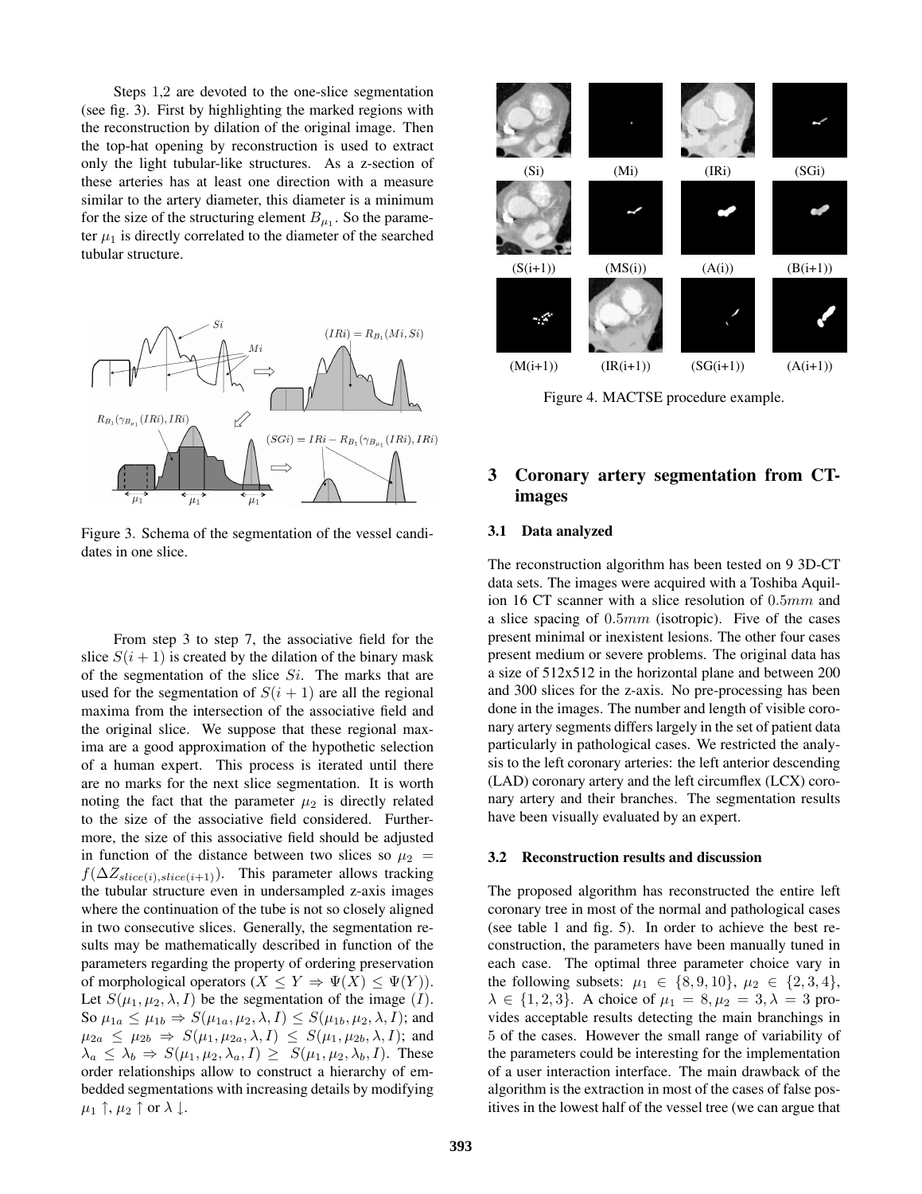Steps 1,2 are devoted to the one-slice segmentation (see fig. 3). First by highlighting the marked regions with the reconstruction by dilation of the original image. Then the top-hat opening by reconstruction is used to extract only the light tubular-like structures. As a z-section of these arteries has at least one direction with a measure similar to the artery diameter, this diameter is a minimum for the size of the structuring element $B_{\mu_1}$. So the parameter $\mu_1$ is directly correlated to the diameter of the searched tubular structure.

Figure 3. Schema of the segmentation of the vessel candidates in one slice.

From step 3 to step 7, the associative field for the slice $S(i+1)$ is created by the dilation of the binary mask of the segmentation of the slice $Si$. The marks that are used for the segmentation of $S(i+1)$ are all the regional maxima from the intersection of the associative field and the original slice. We suppose that these regional maxima are a good approximation of the hypothetic selection of a human expert. This process is iterated until there are no marks for the next slice segmentation. It is worth noting the fact that the parameter $\mu_2$ is directly related to the size of the associative field considered. Furthermore, the size of this associative field should be adjusted in function of the distance between two slices so $\mu_2 = f(\Delta Z_{slice(i),slice(i+1)})$. This parameter allows tracking the tubular structure even in undersampled z-axis images where the continuation of the tube is not so closely aligned in two consecutive slices. Generally, the segmentation results may be mathematically described in function of the parameters regarding the property of ordering preservation of morphological operators ($X \leq Y \Rightarrow \Psi(X) \leq \Psi(Y)$). Let $S(\mu_1, \mu_2, \lambda, I)$ be the segmentation of the image $(I)$. So $\mu_{1a} \leq \mu_{1b} \Rightarrow S(\mu_{1a}, \mu_2, \lambda, I) \leq S(\mu_{1b}, \mu_2, \lambda, I)$; and $\mu_{2a} \leq \mu_{2b} \Rightarrow S(\mu_1, \mu_{2a}, \lambda, I) \leq S(\mu_1, \mu_{2b}, \lambda, I)$; and $\lambda_a \leq \lambda_b \Rightarrow S(\mu_1, \mu_2, \lambda_a, I) \geq S(\mu_1, \mu_2, \lambda_b, I)$. These order relationships allow to construct a hierarchy of embedded segmentations with increasing details by modifying $\mu_1 \uparrow$, $\mu_2 \uparrow$ or $\lambda \downarrow$.

Figure 4. MACTSE procedure example.

## 3 Coronary artery segmentation from CT-images

### 3.1 Data analyzed

The reconstruction algorithm has been tested on 9 3D-CT data sets. The images were acquired with a Toshiba Aquilion 16 CT scanner with a slice resolution of $0.5mm$ and a slice spacing of $0.5mm$ (isotropic). Five of the cases present minimal or inexistent lesions. The other four cases present medium or severe problems. The original data has a size of 512x512 in the horizontal plane and between 200 and 300 slices for the z-axis. No pre-processing has been done in the images. The number and length of visible coronary artery segments differs largely in the set of patient data particularly in pathological cases. We restricted the analysis to the left coronary arteries: the left anterior descending (LAD) coronary artery and the left circumflex (LCX) coronary artery and their branches. The segmentation results have been visually evaluated by an expert.

### 3.2 Reconstruction results and discussion

The proposed algorithm has reconstructed the entire left coronary tree in most of the normal and pathological cases (see table 1 and fig. 5). In order to achieve the best reconstruction, the parameters have been manually tuned in each case. The optimal three parameter choice vary in the following subsets: $\mu_1 \in \{8, 9, 10\}$, $\mu_2 \in \{2, 3, 4\}$, $\lambda \in \{1, 2, 3\}$. A choice of $\mu_1 = 8, \mu_2 = 3, \lambda = 3$ provides acceptable results detecting the main branchings in 5 of the cases. However the small range of variability of the parameters could be interesting for the implementation of a user interaction interface. The main drawback of the algorithm is the extraction in most of the cases of false positives in the lowest half of the vessel tree (we can argue that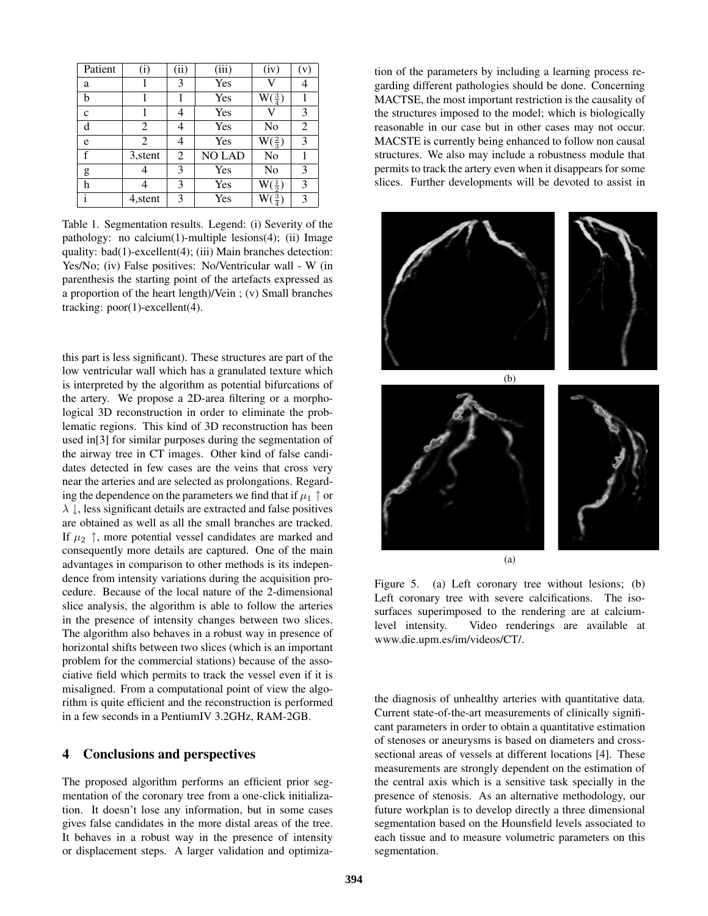| Patient | (i) | (ii) | (iii) | (iv) | (v) |
|---|---|---|---|---|---|
| a | 1 | 3 | Yes | V | 4 |
| b | 1 | 1 | Yes | W($\frac{3}{4}$) | 1 |
| c | 1 | 4 | Yes | V | 3 |
| d | 2 | 4 | Yes | No | 2 |
| e | 2 | 4 | Yes | W($\frac{2}{3}$) | 3 |
| f | 3,stent | 2 | NO LAD | No | 1 |
| g | 4 | 3 | Yes | No | 3 |
| h | 4 | 3 | Yes | W($\frac{1}{2}$) | 3 |
| i | 4,stent | 3 | Yes | W($\frac{3}{4}$) | 3 |

Table 1. Segmentation results. Legend: (i) Severity of the pathology: no calcium(1)-multiple lesions(4); (ii) Image quality: bad(1)-excellent(4); (iii) Main branches detection: Yes/No; (iv) False positives: No/Ventricular wall - W (in parenthesis the starting point of the artefacts expressed as a proportion of the heart length)/Vein ; (v) Small branches tracking: poor(1)-excellent(4).

this part is less significant). These structures are part of the low ventricular wall which has a granulated texture which is interpreted by the algorithm as potential bifurcations of the artery. We propose a 2D-area filtering or a morphological 3D reconstruction in order to eliminate the problematic regions. This kind of 3D reconstruction has been used in[3] for similar purposes during the segmentation of the airway tree in CT images. Other kind of false candidates detected in few cases are the veins that cross very near the arteries and are selected as prolongations. Regarding the dependence on the parameters we find that if $\mu_1 \uparrow$ or $\lambda \downarrow$, less significant details are extracted and false positives are obtained as well as all the small branches are tracked. If $\mu_2 \uparrow$, more potential vessel candidates are marked and consequently more details are captured. One of the main advantages in comparison to other methods is its independence from intensity variations during the acquisition procedure. Because of the local nature of the 2-dimensional slice analysis, the algorithm is able to follow the arteries in the presence of intensity changes between two slices. The algorithm also behaves in a robust way in presence of horizontal shifts between two slices (which is an important problem for the commercial stations) because of the associative field which permits to track the vessel even if it is misaligned. From a computational point of view the algorithm is quite efficient and the reconstruction is performed in a few seconds in a PentiumIV 3.2GHz, RAM-2GB.

## 4 Conclusions and perspectives

The proposed algorithm performs an efficient prior segmentation of the coronary tree from a one-click initialization. It doesn't lose any information, but in some cases gives false candidates in the more distal areas of the tree. It behaves in a robust way in the presence of intensity or displacement steps. A larger validation and optimization of the parameters by including a learning process regarding different pathologies should be done. Concerning MACTSE, the most important restriction is the causality of the structures imposed to the model; which is biologically reasonable in our case but in other cases may not occur. MACSTE is currently being enhanced to follow non causal structures. We also may include a robustness module that permits to track the artery even when it disappears for some slices. Further developments will be devoted to assist in the diagnosis of unhealthy arteries with quantitative data. Current state-of-the-art measurements of clinically significant parameters in order to obtain a quantitative estimation of stenoses or aneurysms is based on diameters and cross-sectional areas of vessels at different locations [4]. These measurements are strongly dependent on the estimation of the central axis which is a sensitive task specially in the presence of stenosis. As an alternative methodology, our future workplan is to develop directly a three dimensional segmentation based on the Hounsfield levels associated to each tissue and to measure volumetric parameters on this segmentation.

(b)

(a)

Figure 5. (a) Left coronary tree without lesions; (b) Left coronary tree with severe calcifications. The isosurfaces superimposed to the rendering are at calcium-level intensity. Video renderings are available at www.die.upm.es/im/videos/CT/.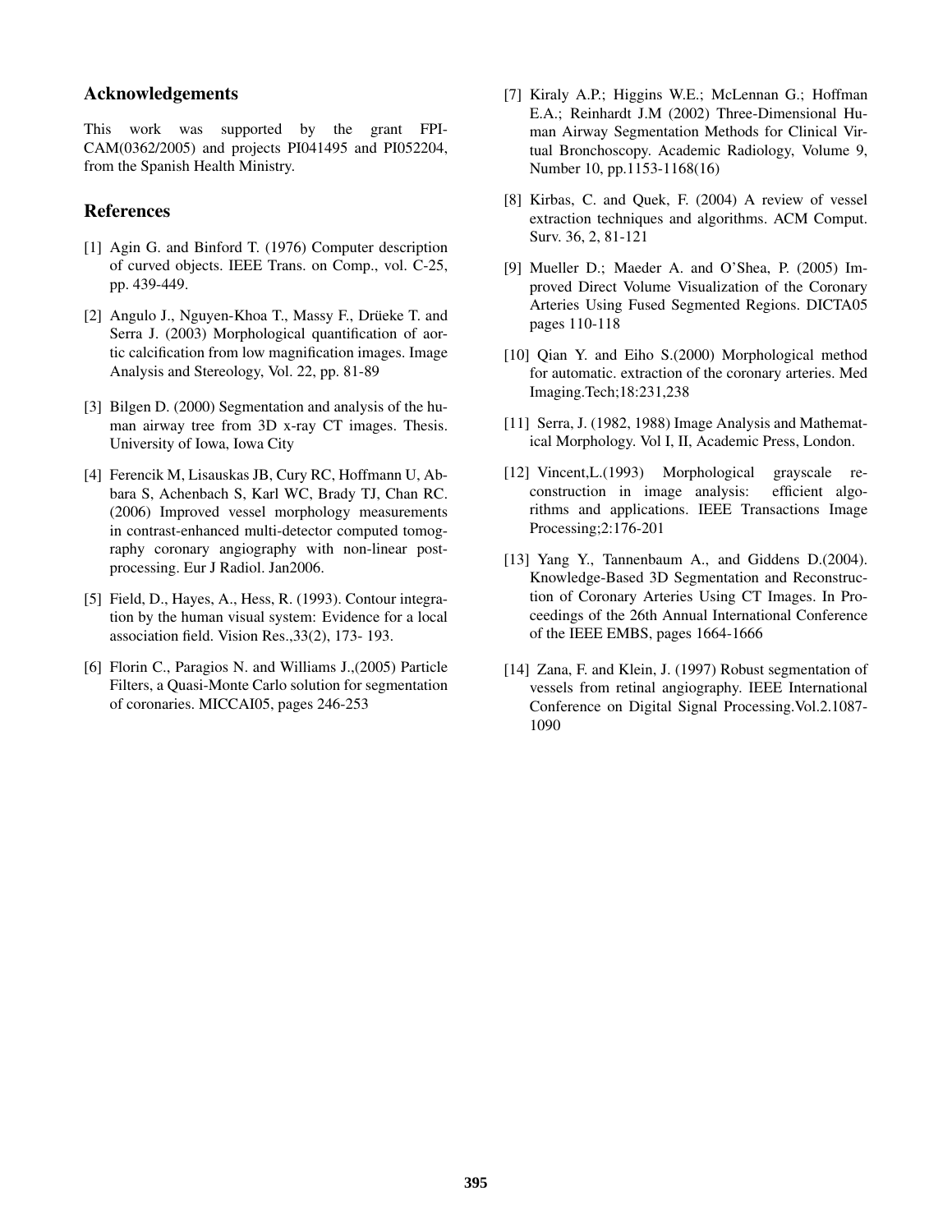## Acknowledgements

This work was supported by the grant FPI-CAM(0362/2005) and projects PI041495 and PI052204, from the Spanish Health Ministry.

## References

[1] Agin G. and Binford T. (1976) Computer description of curved objects. IEEE Trans. on Comp., vol. C-25, pp. 439-449.

[2] Angulo J., Nguyen-Khoa T., Massy F., Drüeke T. and Serra J. (2003) Morphological quantification of aortic calcification from low magnification images. Image Analysis and Stereology, Vol. 22, pp. 81-89

[3] Bilgen D. (2000) Segmentation and analysis of the human airway tree from 3D x-ray CT images. Thesis. University of Iowa, Iowa City

[4] Ferencik M, Lisauskas JB, Cury RC, Hoffmann U, Abbara S, Achenbach S, Karl WC, Brady TJ, Chan RC. (2006) Improved vessel morphology measurements in contrast-enhanced multi-detector computed tomography coronary angiography with non-linear post-processing. Eur J Radiol. Jan2006.

[5] Field, D., Hayes, A., Hess, R. (1993). Contour integration by the human visual system: Evidence for a local association field. Vision Res.,33(2), 173- 193.

[6] Florin C., Paragios N. and Williams J.,(2005) Particle Filters, a Quasi-Monte Carlo solution for segmentation of coronaries. MICCAI05, pages 246-253

[7] Kiraly A.P.; Higgins W.E.; McLennan G.; Hoffman E.A.; Reinhardt J.M (2002) Three-Dimensional Human Airway Segmentation Methods for Clinical Virtual Bronchoscopy. Academic Radiology, Volume 9, Number 10, pp.1153-1168(16)

[8] Kirbas, C. and Quek, F. (2004) A review of vessel extraction techniques and algorithms. ACM Comput. Surv. 36, 2, 81-121

[9] Mueller D.; Maeder A. and O'Shea, P. (2005) Improved Direct Volume Visualization of the Coronary Arteries Using Fused Segmented Regions. DICTA05 pages 110-118

[10] Qian Y. and Eiho S.(2000) Morphological method for automatic. extraction of the coronary arteries. Med Imaging.Tech;18:231,238

[11] Serra, J. (1982, 1988) Image Analysis and Mathematical Morphology. Vol I, II, Academic Press, London.

[12] Vincent,L.(1993) Morphological grayscale reconstruction in image analysis: efficient algorithms and applications. IEEE Transactions Image Processing;2:176-201

[13] Yang Y., Tannenbaum A., and Giddens D.(2004). Knowledge-Based 3D Segmentation and Reconstruction of Coronary Arteries Using CT Images. In Proceedings of the 26th Annual International Conference of the IEEE EMBS, pages 1664-1666

[14] Zana, F. and Klein, J. (1997) Robust segmentation of vessels from retinal angiography. IEEE International Conference on Digital Signal Processing.Vol.2.1087-1090